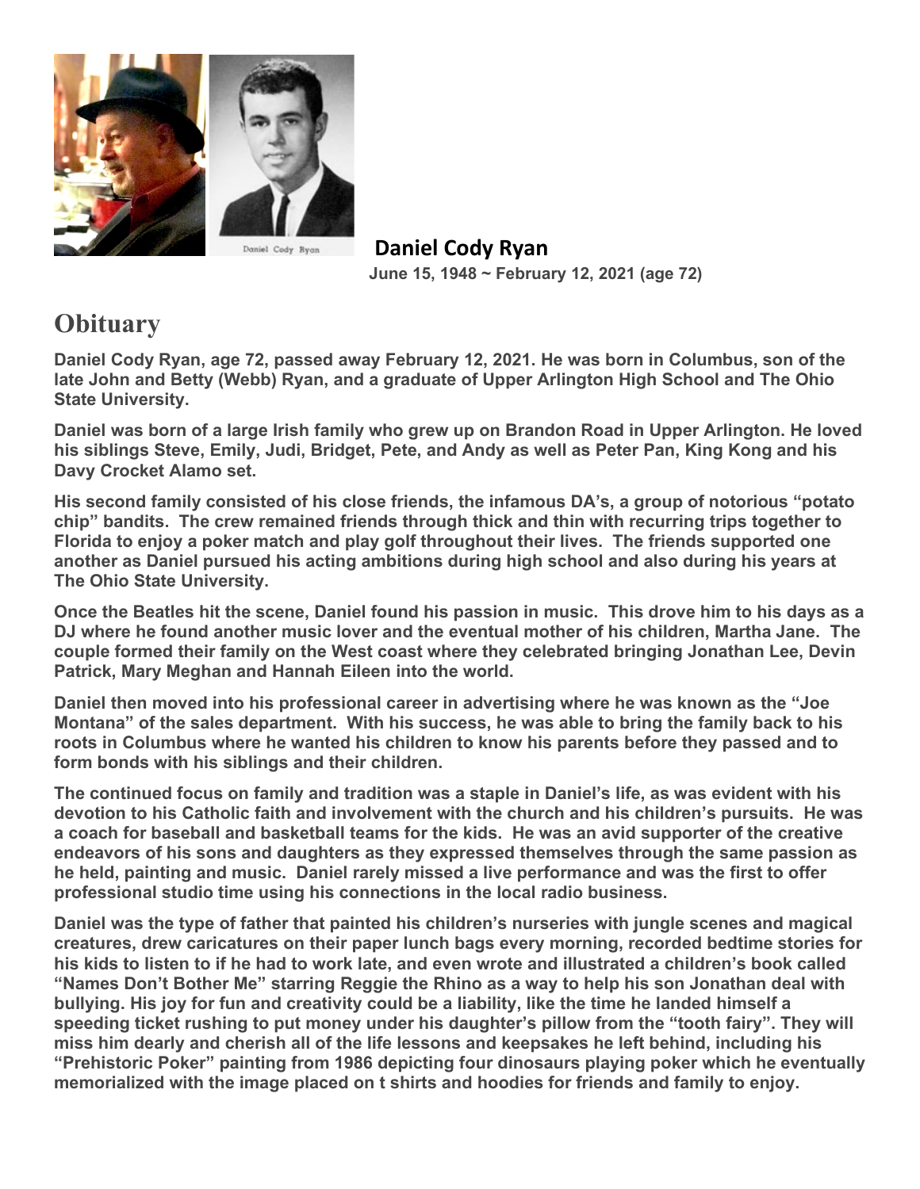Daniel Cody Ryan

# Daniel Cody Ryan

**June 15, 1948 ~ February 12, 2021 (age 72)**

## Obituary

**Daniel Cody Ryan, age 72, passed away February 12, 2021. He was born in Columbus, son of the late John and Betty (Webb) Ryan, and a graduate of Upper Arlington High School and The Ohio State University.**

**Daniel was born of a large Irish family who grew up on Brandon Road in Upper Arlington. He loved his siblings Steve, Emily, Judi, Bridget, Pete, and Andy as well as Peter Pan, King Kong and his Davy Crocket Alamo set.**

**His second family consisted of his close friends, the infamous DA's, a group of notorious "potato chip" bandits. The crew remained friends through thick and thin with recurring trips together to Florida to enjoy a poker match and play golf throughout their lives. The friends supported one another as Daniel pursued his acting ambitions during high school and also during his years at The Ohio State University.**

**Once the Beatles hit the scene, Daniel found his passion in music. This drove him to his days as a DJ where he found another music lover and the eventual mother of his children, Martha Jane. The couple formed their family on the West coast where they celebrated bringing Jonathan Lee, Devin Patrick, Mary Meghan and Hannah Eileen into the world.**

**Daniel then moved into his professional career in advertising where he was known as the "Joe Montana" of the sales department. With his success, he was able to bring the family back to his roots in Columbus where he wanted his children to know his parents before they passed and to form bonds with his siblings and their children.**

**The continued focus on family and tradition was a staple in Daniel's life, as was evident with his devotion to his Catholic faith and involvement with the church and his children's pursuits. He was a coach for baseball and basketball teams for the kids. He was an avid supporter of the creative endeavors of his sons and daughters as they expressed themselves through the same passion as he held, painting and music. Daniel rarely missed a live performance and was the first to offer professional studio time using his connections in the local radio business.**

**Daniel was the type of father that painted his children's nurseries with jungle scenes and magical creatures, drew caricatures on their paper lunch bags every morning, recorded bedtime stories for his kids to listen to if he had to work late, and even wrote and illustrated a children's book called "Names Don't Bother Me" starring Reggie the Rhino as a way to help his son Jonathan deal with bullying. His joy for fun and creativity could be a liability, like the time he landed himself a speeding ticket rushing to put money under his daughter's pillow from the "tooth fairy". They will miss him dearly and cherish all of the life lessons and keepsakes he left behind, including his "Prehistoric Poker" painting from 1986 depicting four dinosaurs playing poker which he eventually memorialized with the image placed on t shirts and hoodies for friends and family to enjoy.**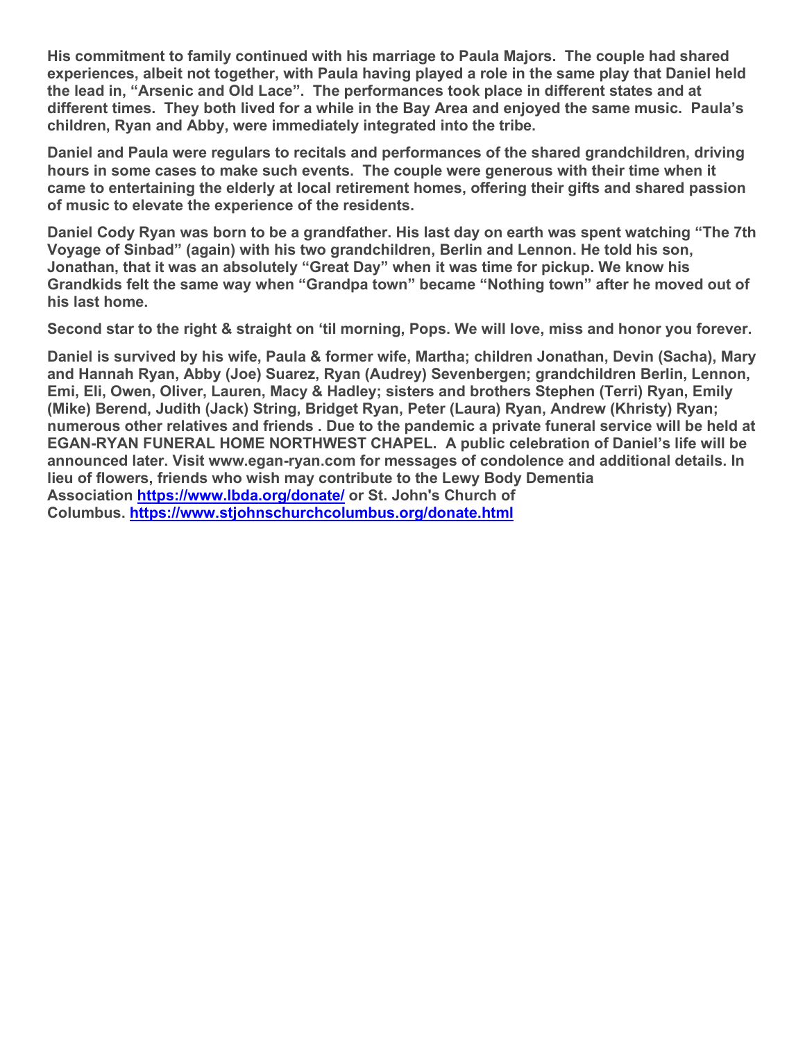**His commitment to family continued with his marriage to Paula Majors. The couple had shared experiences, albeit not together, with Paula having played a role in the same play that Daniel held the lead in, "Arsenic and Old Lace". The performances took place in different states and at different times. They both lived for a while in the Bay Area and enjoyed the same music. Paula's children, Ryan and Abby, were immediately integrated into the tribe.**

**Daniel and Paula were regulars to recitals and performances of the shared grandchildren, driving hours in some cases to make such events. The couple were generous with their time when it came to entertaining the elderly at local retirement homes, offering their gifts and shared passion of music to elevate the experience of the residents.**

**Daniel Cody Ryan was born to be a grandfather. His last day on earth was spent watching "The 7th Voyage of Sinbad" (again) with his two grandchildren, Berlin and Lennon. He told his son, Jonathan, that it was an absolutely "Great Day" when it was time for pickup. We know his Grandkids felt the same way when "Grandpa town" became "Nothing town" after he moved out of his last home.**

**Second star to the right & straight on 'til morning, Pops. We will love, miss and honor you forever.**

**Daniel is survived by his wife, Paula & former wife, Martha; children Jonathan, Devin (Sacha), Mary and Hannah Ryan, Abby (Joe) Suarez, Ryan (Audrey) Sevenbergen; grandchildren Berlin, Lennon, Emi, Eli, Owen, Oliver, Lauren, Macy & Hadley; sisters and brothers Stephen (Terri) Ryan, Emily (Mike) Berend, Judith (Jack) String, Bridget Ryan, Peter (Laura) Ryan, Andrew (Khristy) Ryan; numerous other relatives and friends . Due to the pandemic a private funeral service will be held at EGAN-RYAN FUNERAL HOME NORTHWEST CHAPEL. A public celebration of Daniel's life will be announced later. Visit www.egan-ryan.com for messages of condolence and additional details. In lieu of flowers, friends who wish may contribute to the Lewy Body Dementia Association [https://www.lbda.org/donate/](https://www.lbda.org/donate/) or St. John's Church of Columbus. [https://www.stjohnschurchcolumbus.org/donate.html](https://www.stjohnschurchcolumbus.org/donate.html)**